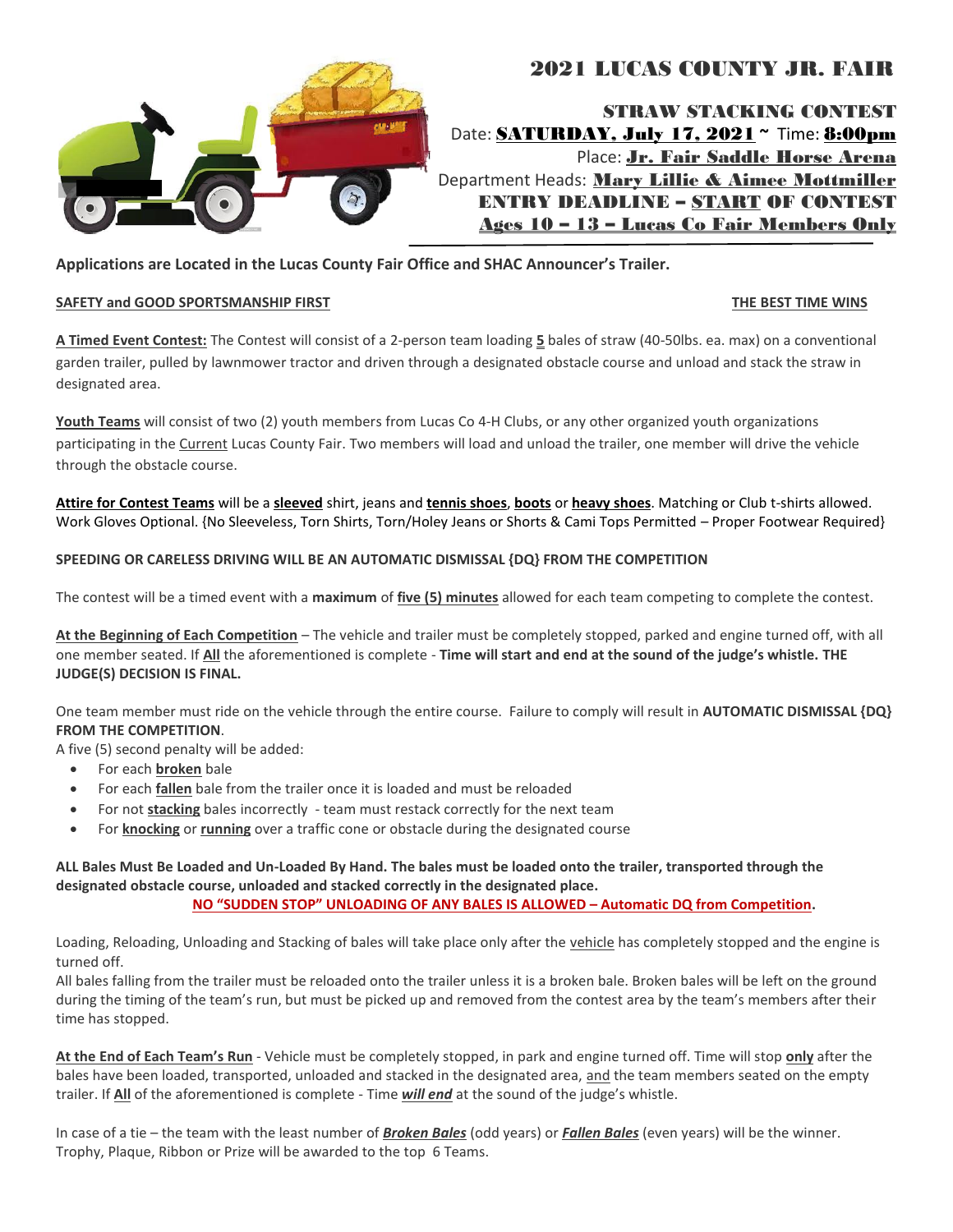# 2021 LUCAS COUNTY JR. FAIR

## STRAW STACKING CONTEST

Date: **SATURDAY, July 17, 2021** ~ Time: **8:00pm**

Place: **Jr. Fair Saddle Horse Arena**

Department Heads: **Mary Lillie & Aimee Mottmiller**

**ENTRY DEADLINE – START OF CONTEST**

**Ages 10 – 13 – Lucas Co Fair Members Only**

**Applications are Located in the Lucas County Fair Office and SHAC Announcer's Trailer.**

**SAFETY and GOOD SPORTSMANSHIP FIRST** | **THE BEST TIME WINS**

**A Timed Event Contest:** The Contest will consist of a 2-person team loading **5** bales of straw (40-50lbs. ea. max) on a conventional garden trailer, pulled by lawnmower tractor and driven through a designated obstacle course and unload and stack the straw in designated area.

**Youth Teams** will consist of two (2) youth members from Lucas Co 4-H Clubs, or any other organized youth organizations participating in the Current Lucas County Fair. Two members will load and unload the trailer, one member will drive the vehicle through the obstacle course.

**Attire for Contest Teams** will be a **sleeved** shirt, jeans and **tennis shoes**, **boots** or **heavy shoes**. Matching or Club t-shirts allowed. Work Gloves Optional. {No Sleeveless, Torn Shirts, Torn/Holey Jeans or Shorts & Cami Tops Permitted – Proper Footwear Required}

**SPEEDING OR CARELESS DRIVING WILL BE AN AUTOMATIC DISMISSAL {DQ} FROM THE COMPETITION**

The contest will be a timed event with a **maximum** of **five (5) minutes** allowed for each team competing to complete the contest.

**At the Beginning of Each Competition** – The vehicle and trailer must be completely stopped, parked and engine turned off, with all one member seated. If **All** the aforementioned is complete - **Time will start and end at the sound of the judge's whistle. THE JUDGE(S) DECISION IS FINAL.**

One team member must ride on the vehicle through the entire course. Failure to comply will result in **AUTOMATIC DISMISSAL {DQ} FROM THE COMPETITION**.

A five (5) second penalty will be added:

- For each **broken** bale
- For each **fallen** bale from the trailer once it is loaded and must be reloaded
- For not **stacking** bales incorrectly - team must restack correctly for the next team
- For **knocking** or **running** over a traffic cone or obstacle during the designated course

**ALL Bales Must Be Loaded and Un-Loaded By Hand. The bales must be loaded onto the trailer, transported through the designated obstacle course, unloaded and stacked correctly in the designated place.**

**NO "SUDDEN STOP" UNLOADING OF ANY BALES IS ALLOWED – Automatic DQ from Competition.**

Loading, Reloading, Unloading and Stacking of bales will take place only after the vehicle has completely stopped and the engine is turned off.

All bales falling from the trailer must be reloaded onto the trailer unless it is a broken bale. Broken bales will be left on the ground during the timing of the team's run, but must be picked up and removed from the contest area by the team's members after their time has stopped.

**At the End of Each Team's Run** - Vehicle must be completely stopped, in park and engine turned off. Time will stop **only** after the bales have been loaded, transported, unloaded and stacked in the designated area, and the team members seated on the empty trailer. If **All** of the aforementioned is complete - Time ***will end*** at the sound of the judge's whistle.

In case of a tie – the team with the least number of ***Broken Bales*** (odd years) or ***Fallen Bales*** (even years) will be the winner. Trophy, Plaque, Ribbon or Prize will be awarded to the top 6 Teams.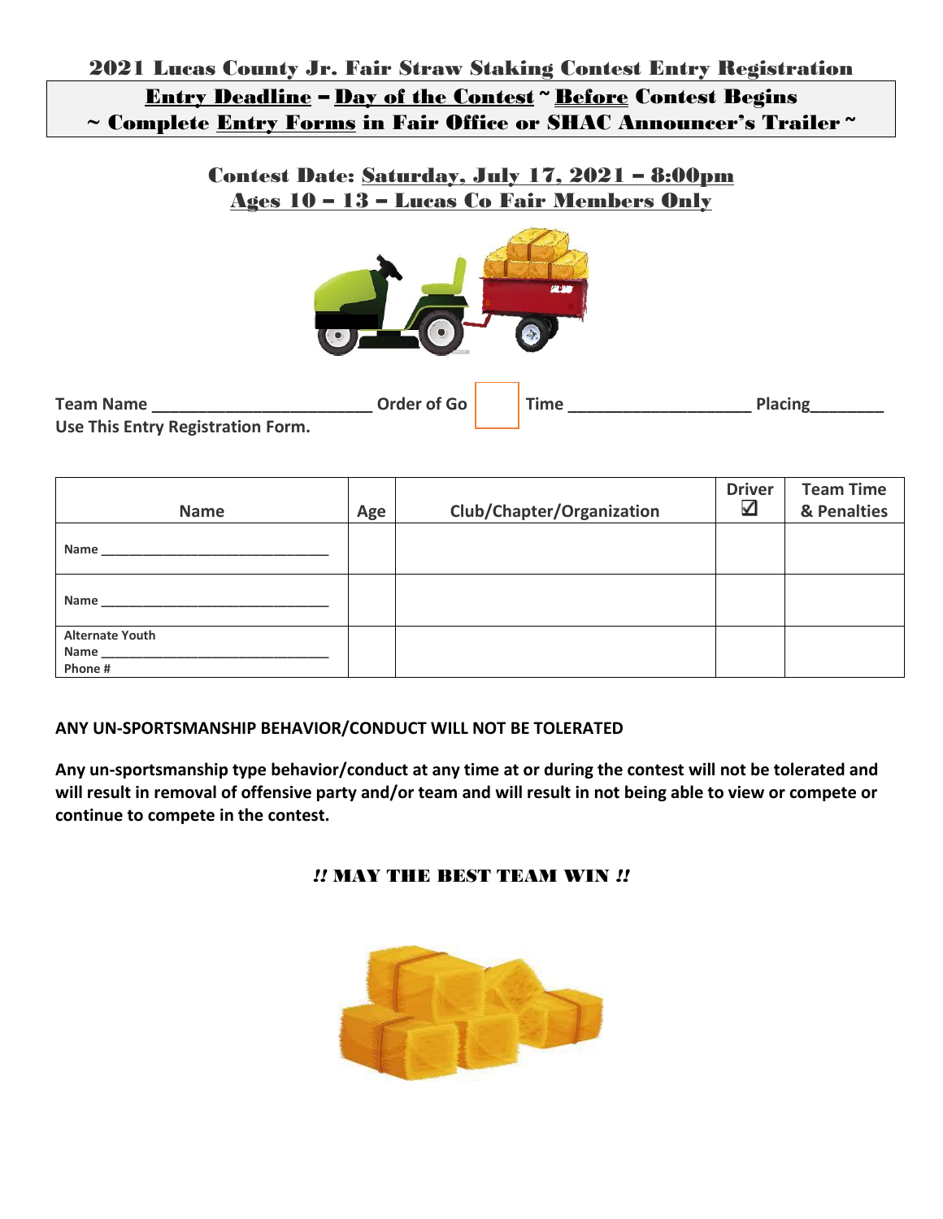# 2021 Lucas County Jr. Fair Straw Staking Contest Entry Registration

**Entry Deadline – Day of the Contest ~ Before Contest Begins**
**~ Complete Entry Forms in Fair Office or SHAC Announcer's Trailer ~**

**Contest Date: Saturday, July 17, 2021 – 8:00pm**
**Ages 10 – 13 – Lucas Co Fair Members Only**

**Team Name ________________________ Order of Go [ ] Time ____________________ Placing________**
**Use This Entry Registration Form.**

| Name | Age | Club/Chapter/Organization | Driver ☑ | Team Time & Penalties |
|---|---|---|---|---|
| Name ______________________________ | | | | |
| Name ______________________________ | | | | |
| Alternate Youth<br>Name ______________________________<br>Phone # | | | | |

**ANY UN-SPORTSMANSHIP BEHAVIOR/CONDUCT WILL NOT BE TOLERATED**

**Any un-sportsmanship type behavior/conduct at any time at or during the contest will not be tolerated and will result in removal of offensive party and/or team and will result in not being able to view or compete or continue to compete in the contest.**

**!! MAY THE BEST TEAM WIN !!**